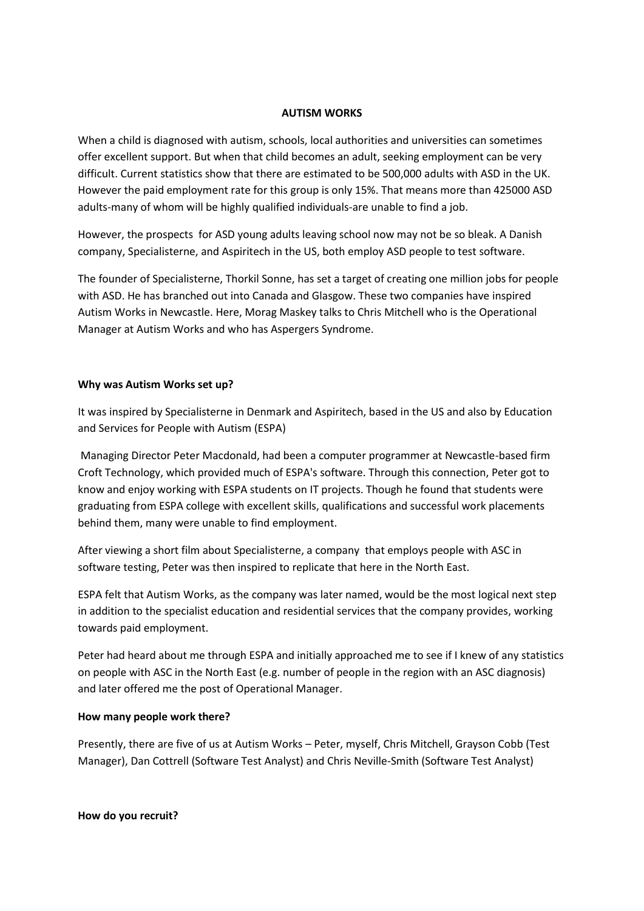# AUTISM WORKS

When a child is diagnosed with autism, schools, local authorities and universities can sometimes offer excellent support. But when that child becomes an adult, seeking employment can be very difficult. Current statistics show that there are estimated to be 500,000 adults with ASD in the UK. However the paid employment rate for this group is only 15%. That means more than 425000 ASD adults-many of whom will be highly qualified individuals-are unable to find a job.

However, the prospects for ASD young adults leaving school now may not be so bleak. A Danish company, Specialisterne, and Aspiritech in the US, both employ ASD people to test software.

The founder of Specialisterne, Thorkil Sonne, has set a target of creating one million jobs for people with ASD. He has branched out into Canada and Glasgow. These two companies have inspired Autism Works in Newcastle. Here, Morag Maskey talks to Chris Mitchell who is the Operational Manager at Autism Works and who has Aspergers Syndrome.

**Why was Autism Works set up?**

It was inspired by Specialisterne in Denmark and Aspiritech, based in the US and also by Education and Services for People with Autism (ESPA)

Managing Director Peter Macdonald, had been a computer programmer at Newcastle-based firm Croft Technology, which provided much of ESPA's software. Through this connection, Peter got to know and enjoy working with ESPA students on IT projects. Though he found that students were graduating from ESPA college with excellent skills, qualifications and successful work placements behind them, many were unable to find employment.

After viewing a short film about Specialisterne, a company that employs people with ASC in software testing, Peter was then inspired to replicate that here in the North East.

ESPA felt that Autism Works, as the company was later named, would be the most logical next step in addition to the specialist education and residential services that the company provides, working towards paid employment.

Peter had heard about me through ESPA and initially approached me to see if I knew of any statistics on people with ASC in the North East (e.g. number of people in the region with an ASC diagnosis) and later offered me the post of Operational Manager.

**How many people work there?**

Presently, there are five of us at Autism Works – Peter, myself, Chris Mitchell, Grayson Cobb (Test Manager), Dan Cottrell (Software Test Analyst) and Chris Neville-Smith (Software Test Analyst)

**How do you recruit?**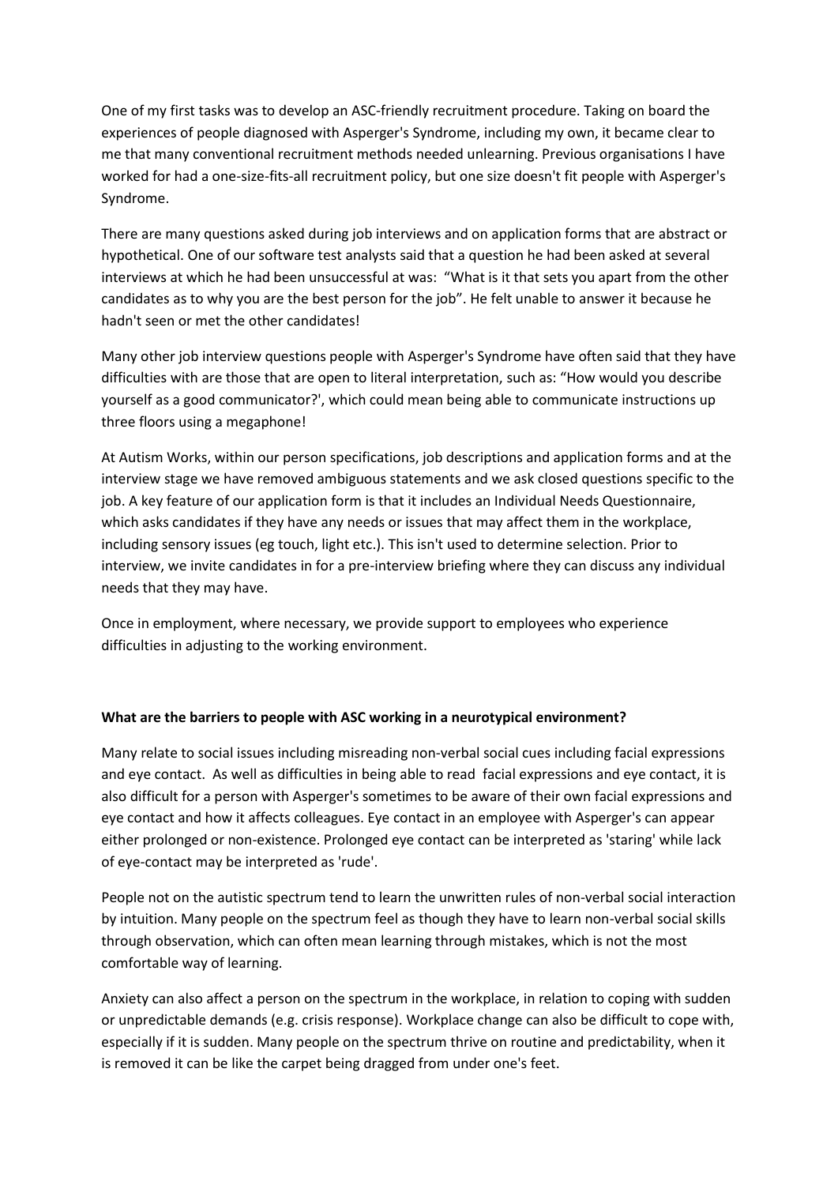One of my first tasks was to develop an ASC-friendly recruitment procedure. Taking on board the experiences of people diagnosed with Asperger's Syndrome, including my own, it became clear to me that many conventional recruitment methods needed unlearning. Previous organisations I have worked for had a one-size-fits-all recruitment policy, but one size doesn't fit people with Asperger's Syndrome.

There are many questions asked during job interviews and on application forms that are abstract or hypothetical. One of our software test analysts said that a question he had been asked at several interviews at which he had been unsuccessful at was: "What is it that sets you apart from the other candidates as to why you are the best person for the job". He felt unable to answer it because he hadn't seen or met the other candidates!

Many other job interview questions people with Asperger's Syndrome have often said that they have difficulties with are those that are open to literal interpretation, such as: "How would you describe yourself as a good communicator?', which could mean being able to communicate instructions up three floors using a megaphone!

At Autism Works, within our person specifications, job descriptions and application forms and at the interview stage we have removed ambiguous statements and we ask closed questions specific to the job. A key feature of our application form is that it includes an Individual Needs Questionnaire, which asks candidates if they have any needs or issues that may affect them in the workplace, including sensory issues (eg touch, light etc.). This isn't used to determine selection. Prior to interview, we invite candidates in for a pre-interview briefing where they can discuss any individual needs that they may have.

Once in employment, where necessary, we provide support to employees who experience difficulties in adjusting to the working environment.

**What are the barriers to people with ASC working in a neurotypical environment?**

Many relate to social issues including misreading non-verbal social cues including facial expressions and eye contact. As well as difficulties in being able to read facial expressions and eye contact, it is also difficult for a person with Asperger's sometimes to be aware of their own facial expressions and eye contact and how it affects colleagues. Eye contact in an employee with Asperger's can appear either prolonged or non-existence. Prolonged eye contact can be interpreted as 'staring' while lack of eye-contact may be interpreted as 'rude'.

People not on the autistic spectrum tend to learn the unwritten rules of non-verbal social interaction by intuition. Many people on the spectrum feel as though they have to learn non-verbal social skills through observation, which can often mean learning through mistakes, which is not the most comfortable way of learning.

Anxiety can also affect a person on the spectrum in the workplace, in relation to coping with sudden or unpredictable demands (e.g. crisis response). Workplace change can also be difficult to cope with, especially if it is sudden. Many people on the spectrum thrive on routine and predictability, when it is removed it can be like the carpet being dragged from under one's feet.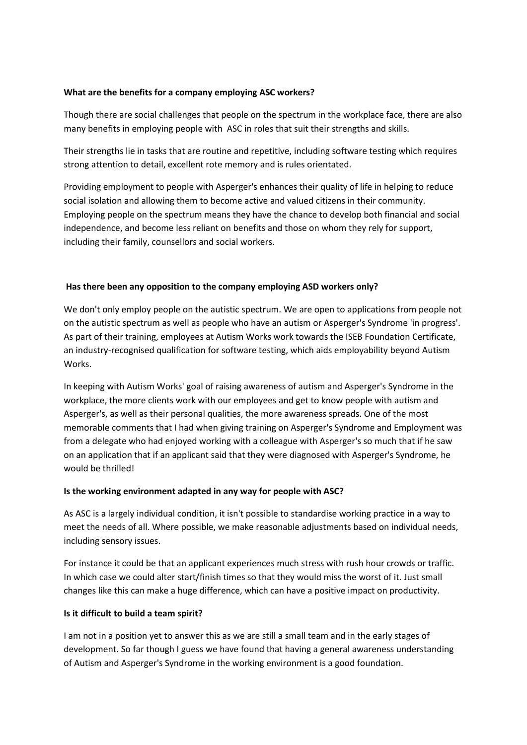**What are the benefits for a company employing ASC workers?**

Though there are social challenges that people on the spectrum in the workplace face, there are also many benefits in employing people with ASC in roles that suit their strengths and skills.

Their strengths lie in tasks that are routine and repetitive, including software testing which requires strong attention to detail, excellent rote memory and is rules orientated.

Providing employment to people with Asperger's enhances their quality of life in helping to reduce social isolation and allowing them to become active and valued citizens in their community. Employing people on the spectrum means they have the chance to develop both financial and social independence, and become less reliant on benefits and those on whom they rely for support, including their family, counsellors and social workers.

**Has there been any opposition to the company employing ASD workers only?**

We don't only employ people on the autistic spectrum. We are open to applications from people not on the autistic spectrum as well as people who have an autism or Asperger's Syndrome 'in progress'. As part of their training, employees at Autism Works work towards the ISEB Foundation Certificate, an industry-recognised qualification for software testing, which aids employability beyond Autism Works.

In keeping with Autism Works' goal of raising awareness of autism and Asperger's Syndrome in the workplace, the more clients work with our employees and get to know people with autism and Asperger's, as well as their personal qualities, the more awareness spreads. One of the most memorable comments that I had when giving training on Asperger's Syndrome and Employment was from a delegate who had enjoyed working with a colleague with Asperger's so much that if he saw on an application that if an applicant said that they were diagnosed with Asperger's Syndrome, he would be thrilled!

**Is the working environment adapted in any way for people with ASC?**

As ASC is a largely individual condition, it isn't possible to standardise working practice in a way to meet the needs of all. Where possible, we make reasonable adjustments based on individual needs, including sensory issues.

For instance it could be that an applicant experiences much stress with rush hour crowds or traffic. In which case we could alter start/finish times so that they would miss the worst of it. Just small changes like this can make a huge difference, which can have a positive impact on productivity.

**Is it difficult to build a team spirit?**

I am not in a position yet to answer this as we are still a small team and in the early stages of development. So far though I guess we have found that having a general awareness understanding of Autism and Asperger's Syndrome in the working environment is a good foundation.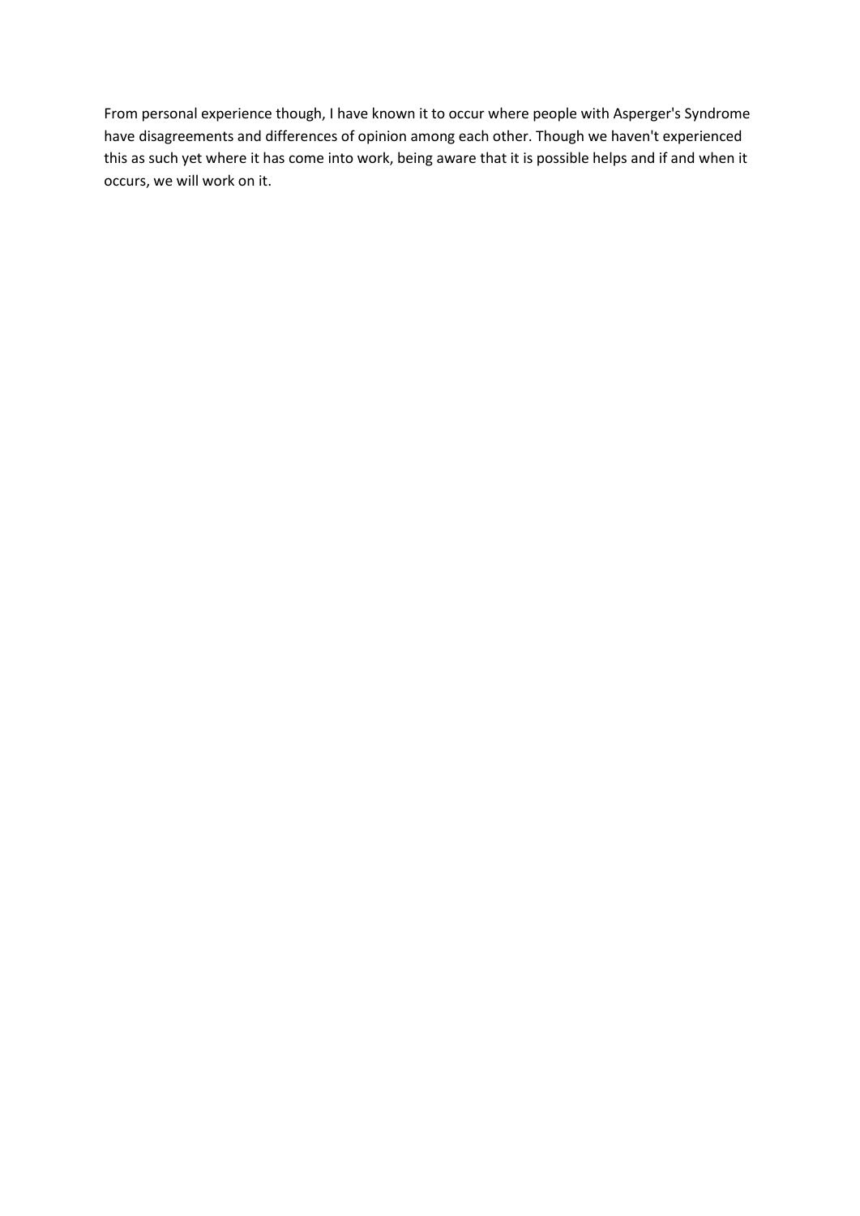From personal experience though, I have known it to occur where people with Asperger's Syndrome have disagreements and differences of opinion among each other. Though we haven't experienced this as such yet where it has come into work, being aware that it is possible helps and if and when it occurs, we will work on it.